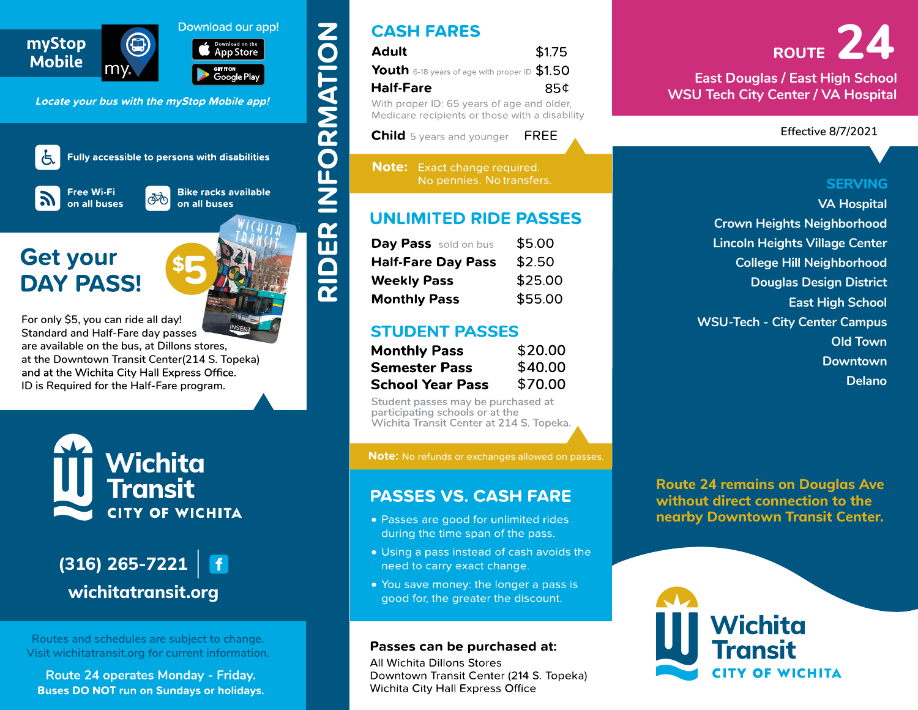## myStop Mobile

Download our app!

Download on the App Store

GET IT ON Google Play

*Locate your bus with the myStop Mobile app!*

Fully accessible to persons with disabilities

Free Wi-Fi on all buses

Bike racks available on all buses

## Get your DAY PASS!

$5

For only $5, you can ride all day! Standard and Half-Fare day passes are available on the bus, at Dillons stores, at the Downtown Transit Center(214 S. Topeka) and at the Wichita City Hall Express Office. ID is Required for the Half-Fare program.

**Wichita Transit**
**CITY OF WICHITA**

(316) 265-7221

wichitatransit.org

Routes and schedules are subject to change. Visit wichitatransit.org for current information.

Route 24 operates Monday - Friday.
**Buses DO NOT run on Sundays or holidays.**

# RIDER INFORMATION

## CASH FARES

| Fare | Price |
|---|---|
| **Adult** | $1.75 |
| **Youth** 6-18 years of age with proper ID | $1.50 |
| **Half-Fare** | 85¢ |
| **Child** 5 years and younger | FREE |

With proper ID: 65 years of age and older, Medicare recipients or those with a disability

**Note:** Exact change required. No pennies. No transfers.

## UNLIMITED RIDE PASSES

| Pass | Price |
|---|---|
| **Day Pass** sold on bus | $5.00 |
| **Half-Fare Day Pass** | $2.50 |
| **Weekly Pass** | $25.00 |
| **Monthly Pass** | $55.00 |

## STUDENT PASSES

| Pass | Price |
|---|---|
| **Monthly Pass** | $20.00 |
| **Semester Pass** | $40.00 |
| **School Year Pass** | $70.00 |

Student passes may be purchased at participating schools or at the Wichita Transit Center at 214 S. Topeka.

**Note:** No refunds or exchanges allowed on passes.

## PASSES VS. CASH FARE

- Passes are good for unlimited rides during the time span of the pass.
- Using a pass instead of cash avoids the need to carry exact change.
- You save money: the longer a pass is good for, the greater the discount.

**Passes can be purchased at:**

All Wichita Dillons Stores
Downtown Transit Center (214 S. Topeka)
Wichita City Hall Express Office

# ROUTE 24

## East Douglas / East High School WSU Tech City Center / VA Hospital

Effective 8/7/2021

### SERVING

VA Hospital
Crown Heights Neighborhood
Lincoln Heights Village Center
College Hill Neighborhood
Douglas Design District
East High School
WSU-Tech - City Center Campus
Old Town
Downtown
Delano

**Route 24 remains on Douglas Ave without direct connection to the nearby Downtown Transit Center.**

**Wichita Transit**
**CITY OF WICHITA**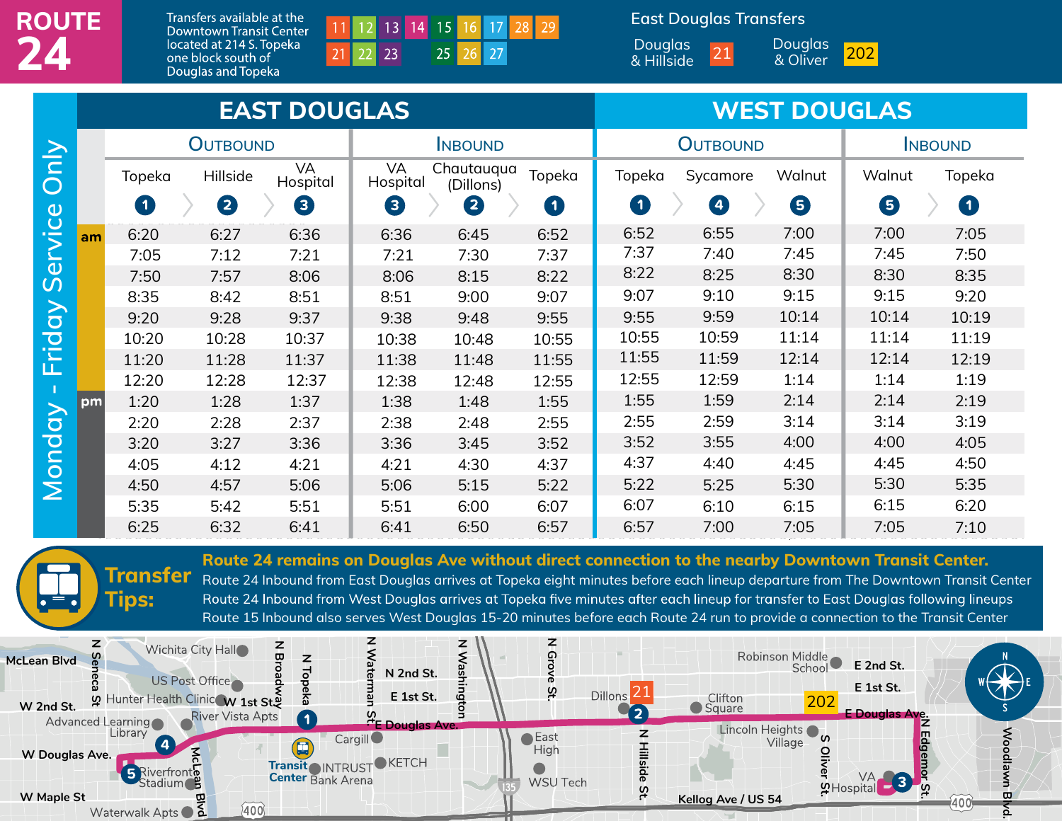# ROUTE 24

Transfers available at the Downtown Transit Center located at 214 S. Topeka one block south of Douglas and Topeka

11 12 13 14 15 16 17 28 29
21 22 23 25 26 27

**East Douglas Transfers**

Douglas & Hillside: 21
Douglas & Oliver: 202

## Monday - Friday Service Only

| | EAST DOUGLAS | | | | | | WEST DOUGLAS | | | | |
|---|---|---|---|---|---|---|---|---|---|---|---|
| | OUTBOUND | | | INBOUND | | | OUTBOUND | | | INBOUND | |
| | Topeka (1) | Hillside (2) | VA Hospital (3) | VA Hospital (3) | Chautauqua (Dillons) (2) | Topeka (1) | Topeka (1) | Sycamore (4) | Walnut (5) | Walnut (5) | Topeka (1) |
| am | 6:20 | 6:27 | 6:36 | 6:36 | 6:45 | 6:52 | 6:52 | 6:55 | 7:00 | 7:00 | 7:05 |
| | 7:05 | 7:12 | 7:21 | 7:21 | 7:30 | 7:37 | 7:37 | 7:40 | 7:45 | 7:45 | 7:50 |
| | 7:50 | 7:57 | 8:06 | 8:06 | 8:15 | 8:22 | 8:22 | 8:25 | 8:30 | 8:30 | 8:35 |
| | 8:35 | 8:42 | 8:51 | 8:51 | 9:00 | 9:07 | 9:07 | 9:10 | 9:15 | 9:15 | 9:20 |
| | 9:20 | 9:28 | 9:37 | 9:38 | 9:48 | 9:55 | 9:55 | 9:59 | 10:14 | 10:14 | 10:19 |
| | 10:20 | 10:28 | 10:37 | 10:38 | 10:48 | 10:55 | 10:55 | 10:59 | 11:14 | 11:14 | 11:19 |
| | 11:20 | 11:28 | 11:37 | 11:38 | 11:48 | 11:55 | 11:55 | 11:59 | 12:14 | 12:14 | 12:19 |
| | 12:20 | 12:28 | 12:37 | 12:38 | 12:48 | 12:55 | 12:55 | 12:59 | 1:14 | 1:14 | 1:19 |
| pm | 1:20 | 1:28 | 1:37 | 1:38 | 1:48 | 1:55 | 1:55 | 1:59 | 2:14 | 2:14 | 2:19 |
| | 2:20 | 2:28 | 2:37 | 2:38 | 2:48 | 2:55 | 2:55 | 2:59 | 3:14 | 3:14 | 3:19 |
| | 3:20 | 3:27 | 3:36 | 3:36 | 3:45 | 3:52 | 3:52 | 3:55 | 4:00 | 4:00 | 4:05 |
| | 4:05 | 4:12 | 4:21 | 4:21 | 4:30 | 4:37 | 4:37 | 4:40 | 4:45 | 4:45 | 4:50 |
| | 4:50 | 4:57 | 5:06 | 5:06 | 5:15 | 5:22 | 5:22 | 5:25 | 5:30 | 5:30 | 5:35 |
| | 5:35 | 5:42 | 5:51 | 5:51 | 6:00 | 6:07 | 6:07 | 6:10 | 6:15 | 6:15 | 6:20 |
| | 6:25 | 6:32 | 6:41 | 6:41 | 6:50 | 6:57 | 6:57 | 7:00 | 7:05 | 7:05 | 7:10 |

## Transfer Tips:

**Route 24 remains on Douglas Ave without direct connection to the nearby Downtown Transit Center.**

Route 24 Inbound from East Douglas arrives at Topeka eight minutes before each lineup departure from The Downtown Transit Center

Route 24 Inbound from West Douglas arrives at Topeka five minutes after each lineup for transfer to East Douglas following lineups

Route 15 Inbound also serves West Douglas 15-20 minutes before each Route 24 run to provide a connection to the Transit Center

McLean Blvd
N Seneca St
Wichita City Hall
N Broadway
N Topeka
N Waterman St
N 2nd St.
N Washington
N Grove St.
Robinson Middle School
E 2nd St.
E 1st St.
US Post Office
Hunter Health Clinic
W 1st St.
E 1st St.
Dillons 21
Clifton Square
202
E Douglas Ave.
W 2nd St.
River Vista Apts
1
E Douglas Ave.
2
Advanced Learning Library
4
Cargill
East High
Lincoln Heights Village
N Hillside St.
S Oliver St.
N Edgemor St.
Woodlawn Blvd.
W Douglas Ave.
McLean Blvd
Transit Center
INTRUST Bank Arena
KETCH
WSU Tech
VA Hospital
3
5
Riverfront Stadium
135
Kellog Ave / US 54
W Maple St
Waterwalk Apts
400
400
N
W
E
S